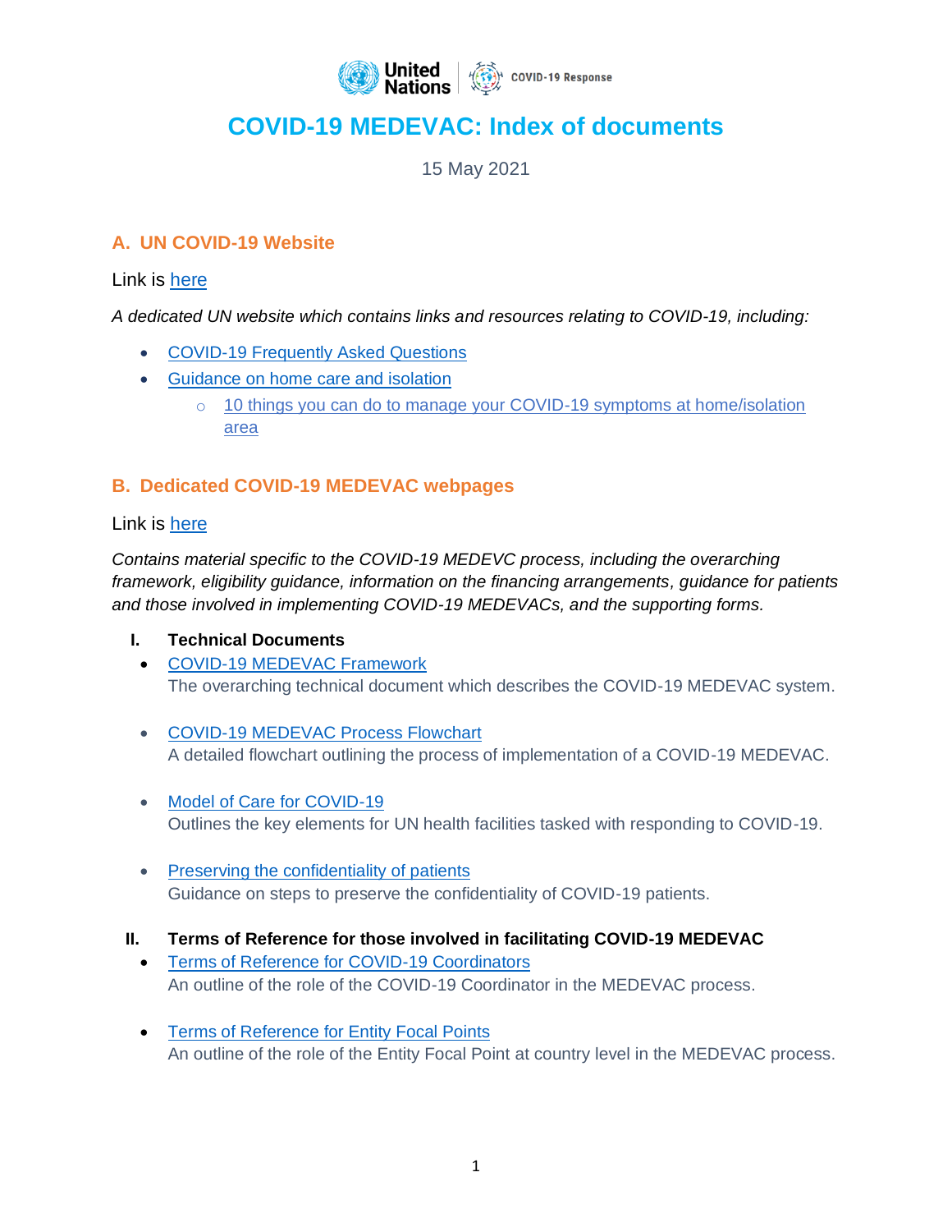# COVID-19 MEDEVAC: Index of documents

15 May 2021

## A. UN COVID-19 Website

Link is here

*A dedicated UN website which contains links and resources relating to COVID-19, including:*

- COVID-19 Frequently Asked Questions
- Guidance on home care and isolation
  - 10 things you can do to manage your COVID-19 symptoms at home/isolation area

## B. Dedicated COVID-19 MEDEVAC webpages

Link is here

*Contains material specific to the COVID-19 MEDEVC process, including the overarching framework, eligibility guidance, information on the financing arrangements, guidance for patients and those involved in implementing COVID-19 MEDEVACs, and the supporting forms.*

### I. Technical Documents

- COVID-19 MEDEVAC Framework
  The overarching technical document which describes the COVID-19 MEDEVAC system.

- COVID-19 MEDEVAC Process Flowchart
  A detailed flowchart outlining the process of implementation of a COVID-19 MEDEVAC.

- Model of Care for COVID-19
  Outlines the key elements for UN health facilities tasked with responding to COVID-19.

- Preserving the confidentiality of patients
  Guidance on steps to preserve the confidentiality of COVID-19 patients.

### II. Terms of Reference for those involved in facilitating COVID-19 MEDEVAC

- Terms of Reference for COVID-19 Coordinators
  An outline of the role of the COVID-19 Coordinator in the MEDEVAC process.

- Terms of Reference for Entity Focal Points
  An outline of the role of the Entity Focal Point at country level in the MEDEVAC process.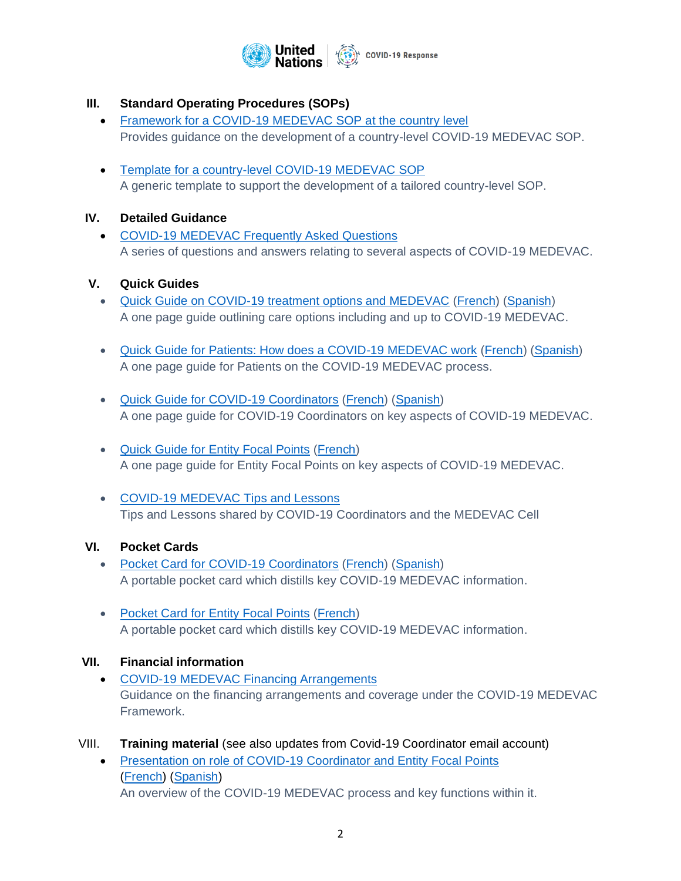## III. Standard Operating Procedures (SOPs)

- Framework for a COVID-19 MEDEVAC SOP at the country level
  Provides guidance on the development of a country-level COVID-19 MEDEVAC SOP.

- Template for a country-level COVID-19 MEDEVAC SOP
  A generic template to support the development of a tailored country-level SOP.

## IV. Detailed Guidance

- COVID-19 MEDEVAC Frequently Asked Questions
  A series of questions and answers relating to several aspects of COVID-19 MEDEVAC.

## V. Quick Guides

- Quick Guide on COVID-19 treatment options and MEDEVAC (French) (Spanish)
  A one page guide outlining care options including and up to COVID-19 MEDEVAC.

- Quick Guide for Patients: How does a COVID-19 MEDEVAC work (French) (Spanish)
  A one page guide for Patients on the COVID-19 MEDEVAC process.

- Quick Guide for COVID-19 Coordinators (French) (Spanish)
  A one page guide for COVID-19 Coordinators on key aspects of COVID-19 MEDEVAC.

- Quick Guide for Entity Focal Points (French)
  A one page guide for Entity Focal Points on key aspects of COVID-19 MEDEVAC.

- COVID-19 MEDEVAC Tips and Lessons
  Tips and Lessons shared by COVID-19 Coordinators and the MEDEVAC Cell

## VI. Pocket Cards

- Pocket Card for COVID-19 Coordinators (French) (Spanish)
  A portable pocket card which distills key COVID-19 MEDEVAC information.

- Pocket Card for Entity Focal Points (French)
  A portable pocket card which distills key COVID-19 MEDEVAC information.

## VII. Financial information

- COVID-19 MEDEVAC Financing Arrangements
  Guidance on the financing arrangements and coverage under the COVID-19 MEDEVAC Framework.

## VIII. **Training material** (see also updates from Covid-19 Coordinator email account)

- Presentation on role of COVID-19 Coordinator and Entity Focal Points (French) (Spanish)
  An overview of the COVID-19 MEDEVAC process and key functions within it.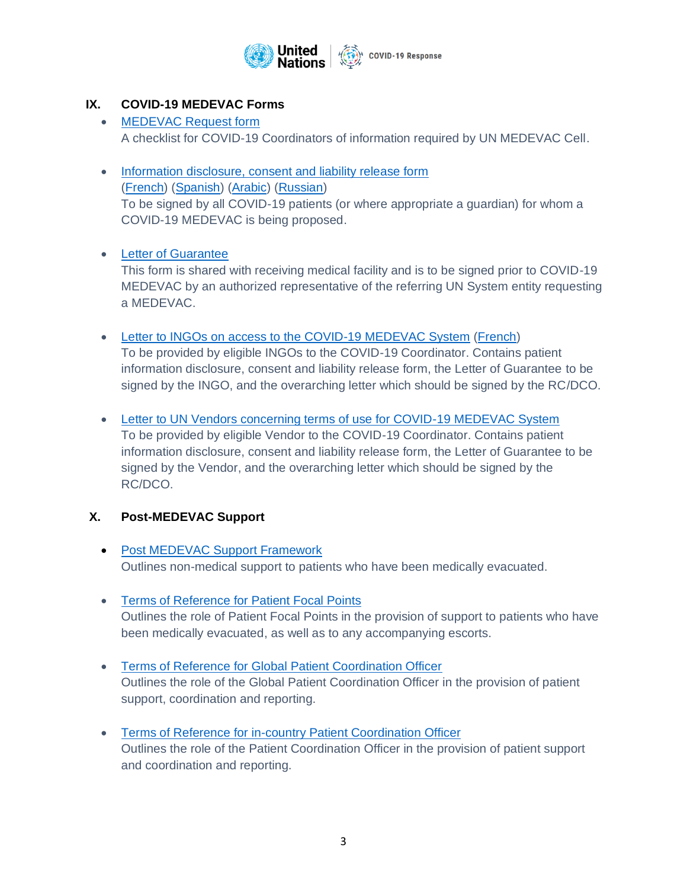## IX. COVID-19 MEDEVAC Forms

- MEDEVAC Request form
  A checklist for COVID-19 Coordinators of information required by UN MEDEVAC Cell.

- Information disclosure, consent and liability release form
  (French) (Spanish) (Arabic) (Russian)
  To be signed by all COVID-19 patients (or where appropriate a guardian) for whom a COVID-19 MEDEVAC is being proposed.

- Letter of Guarantee
  This form is shared with receiving medical facility and is to be signed prior to COVID-19 MEDEVAC by an authorized representative of the referring UN System entity requesting a MEDEVAC.

- Letter to INGOs on access to the COVID-19 MEDEVAC System (French)
  To be provided by eligible INGOs to the COVID-19 Coordinator. Contains patient information disclosure, consent and liability release form, the Letter of Guarantee to be signed by the INGO, and the overarching letter which should be signed by the RC/DCO.

- Letter to UN Vendors concerning terms of use for COVID-19 MEDEVAC System
  To be provided by eligible Vendor to the COVID-19 Coordinator. Contains patient information disclosure, consent and liability release form, the Letter of Guarantee to be signed by the Vendor, and the overarching letter which should be signed by the RC/DCO.

## X. Post-MEDEVAC Support

- Post MEDEVAC Support Framework
  Outlines non-medical support to patients who have been medically evacuated.

- Terms of Reference for Patient Focal Points
  Outlines the role of Patient Focal Points in the provision of support to patients who have been medically evacuated, as well as to any accompanying escorts.

- Terms of Reference for Global Patient Coordination Officer
  Outlines the role of the Global Patient Coordination Officer in the provision of patient support, coordination and reporting.

- Terms of Reference for in-country Patient Coordination Officer
  Outlines the role of the Patient Coordination Officer in the provision of patient support and coordination and reporting.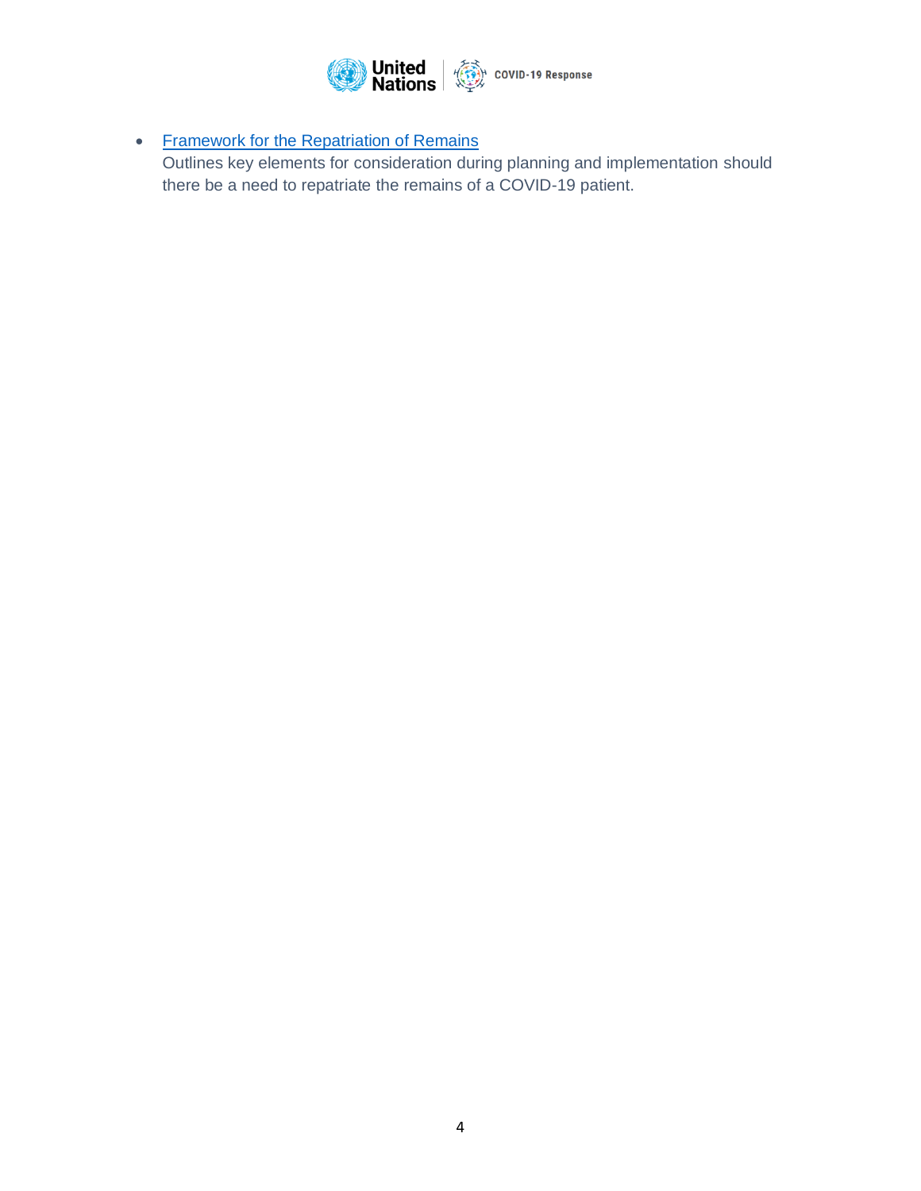- [Framework for the Repatriation of Remains]
  Outlines key elements for consideration during planning and implementation should there be a need to repatriate the remains of a COVID-19 patient.